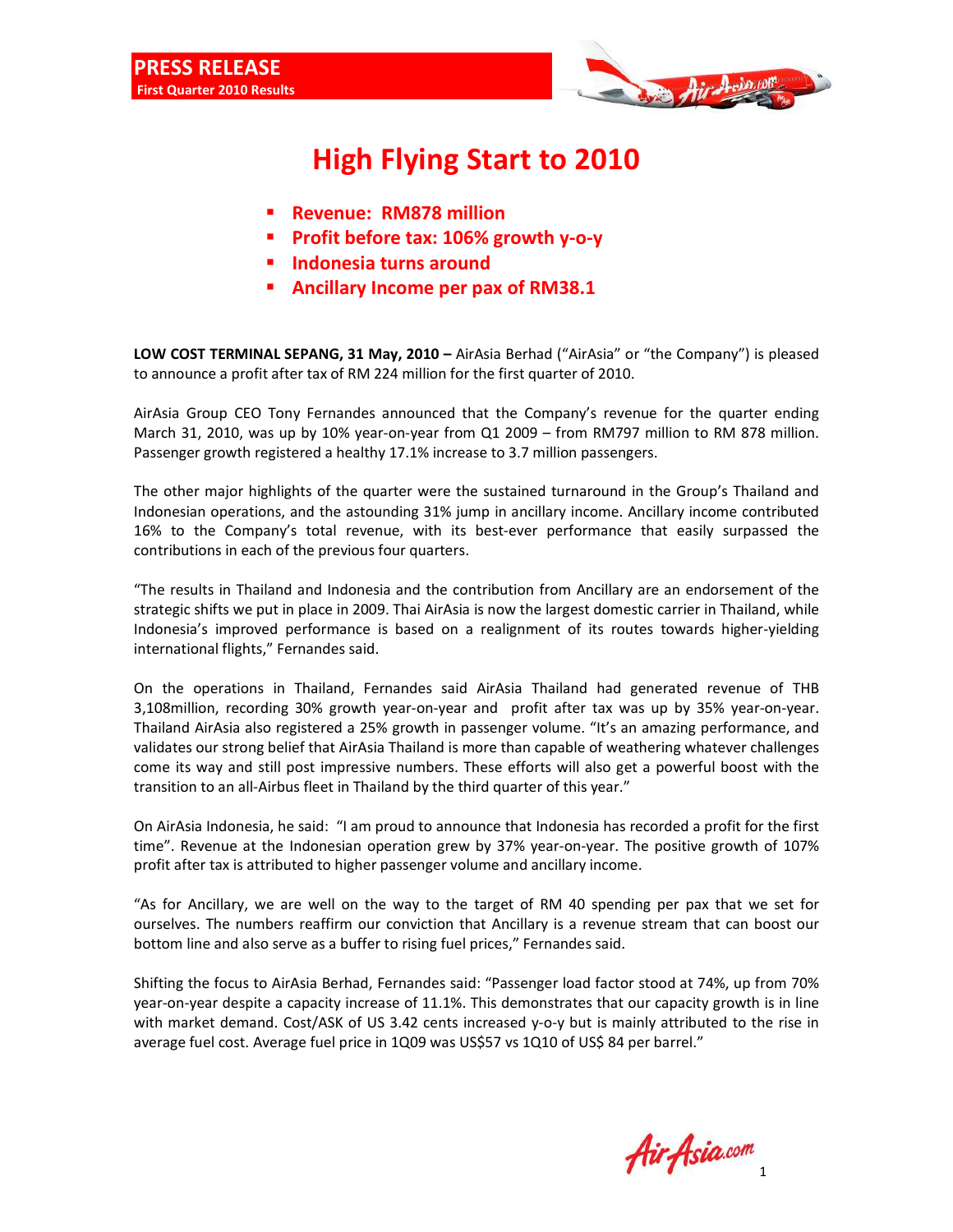**PRESS RELEASE**
**First Quarter 2010 Results**

# High Flying Start to 2010

- **Revenue: RM878 million**
- **Profit before tax: 106% growth y-o-y**
- **Indonesia turns around**
- **Ancillary Income per pax of RM38.1**

**LOW COST TERMINAL SEPANG, 31 May, 2010 –** AirAsia Berhad ("AirAsia" or "the Company") is pleased to announce a profit after tax of RM 224 million for the first quarter of 2010.

AirAsia Group CEO Tony Fernandes announced that the Company's revenue for the quarter ending March 31, 2010, was up by 10% year-on-year from Q1 2009 – from RM797 million to RM 878 million. Passenger growth registered a healthy 17.1% increase to 3.7 million passengers.

The other major highlights of the quarter were the sustained turnaround in the Group's Thailand and Indonesian operations, and the astounding 31% jump in ancillary income. Ancillary income contributed 16% to the Company's total revenue, with its best-ever performance that easily surpassed the contributions in each of the previous four quarters.

"The results in Thailand and Indonesia and the contribution from Ancillary are an endorsement of the strategic shifts we put in place in 2009. Thai AirAsia is now the largest domestic carrier in Thailand, while Indonesia's improved performance is based on a realignment of its routes towards higher-yielding international flights," Fernandes said.

On the operations in Thailand, Fernandes said AirAsia Thailand had generated revenue of THB 3,108million, recording 30% growth year-on-year and profit after tax was up by 35% year-on-year. Thailand AirAsia also registered a 25% growth in passenger volume. "It's an amazing performance, and validates our strong belief that AirAsia Thailand is more than capable of weathering whatever challenges come its way and still post impressive numbers. These efforts will also get a powerful boost with the transition to an all-Airbus fleet in Thailand by the third quarter of this year."

On AirAsia Indonesia, he said: "I am proud to announce that Indonesia has recorded a profit for the first time". Revenue at the Indonesian operation grew by 37% year-on-year. The positive growth of 107% profit after tax is attributed to higher passenger volume and ancillary income.

"As for Ancillary, we are well on the way to the target of RM 40 spending per pax that we set for ourselves. The numbers reaffirm our conviction that Ancillary is a revenue stream that can boost our bottom line and also serve as a buffer to rising fuel prices," Fernandes said.

Shifting the focus to AirAsia Berhad, Fernandes said: "Passenger load factor stood at 74%, up from 70% year-on-year despite a capacity increase of 11.1%. This demonstrates that our capacity growth is in line with market demand. Cost/ASK of US 3.42 cents increased y-o-y but is mainly attributed to the rise in average fuel cost. Average fuel price in 1Q09 was US$57 vs 1Q10 of US$ 84 per barrel."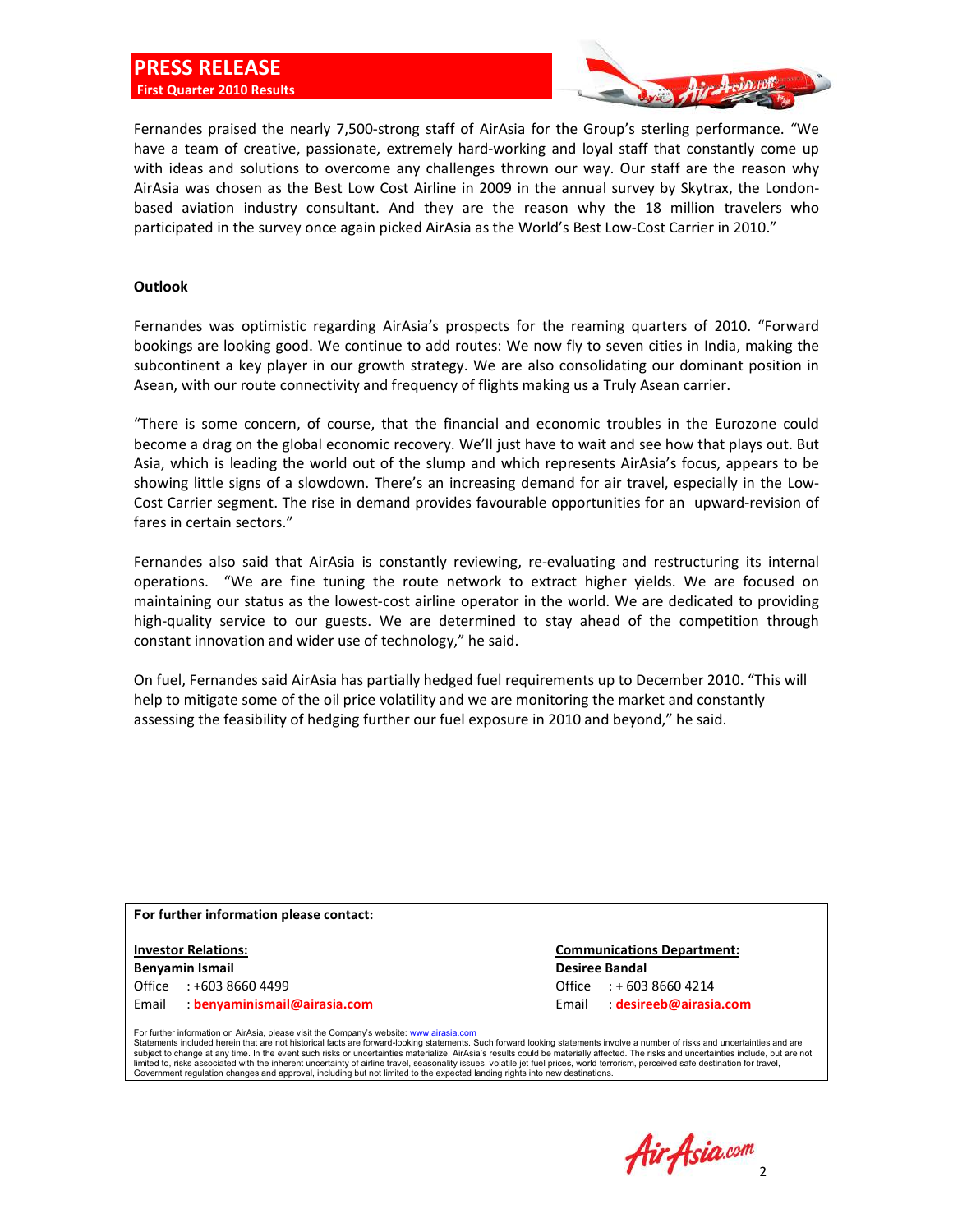Fernandes praised the nearly 7,500-strong staff of AirAsia for the Group's sterling performance. "We have a team of creative, passionate, extremely hard-working and loyal staff that constantly come up with ideas and solutions to overcome any challenges thrown our way. Our staff are the reason why AirAsia was chosen as the Best Low Cost Airline in 2009 in the annual survey by Skytrax, the London-based aviation industry consultant. And they are the reason why the 18 million travelers who participated in the survey once again picked AirAsia as the World's Best Low-Cost Carrier in 2010."

**Outlook**

Fernandes was optimistic regarding AirAsia's prospects for the reaming quarters of 2010. "Forward bookings are looking good. We continue to add routes: We now fly to seven cities in India, making the subcontinent a key player in our growth strategy. We are also consolidating our dominant position in Asean, with our route connectivity and frequency of flights making us a Truly Asean carrier.

"There is some concern, of course, that the financial and economic troubles in the Eurozone could become a drag on the global economic recovery. We'll just have to wait and see how that plays out. But Asia, which is leading the world out of the slump and which represents AirAsia's focus, appears to be showing little signs of a slowdown. There's an increasing demand for air travel, especially in the Low-Cost Carrier segment. The rise in demand provides favourable opportunities for an upward-revision of fares in certain sectors."

Fernandes also said that AirAsia is constantly reviewing, re-evaluating and restructuring its internal operations. "We are fine tuning the route network to extract higher yields. We are focused on maintaining our status as the lowest-cost airline operator in the world. We are dedicated to providing high-quality service to our guests. We are determined to stay ahead of the competition through constant innovation and wider use of technology," he said.

On fuel, Fernandes said AirAsia has partially hedged fuel requirements up to December 2010. "This will help to mitigate some of the oil price volatility and we are monitoring the market and constantly assessing the feasibility of hedging further our fuel exposure in 2010 and beyond," he said.

**For further information please contact:**

**Investor Relations:**
**Benyamin Ismail**
Office : +603 8660 4499
Email : **benyaminismail@airasia.com**

**Communications Department:**
**Desiree Bandal**
Office : + 603 8660 4214
Email : **desireeb@airasia.com**

For further information on AirAsia, please visit the Company's website: www.airasia.com
Statements included herein that are not historical facts are forward-looking statements. Such forward looking statements involve a number of risks and uncertainties and are subject to change at any time. In the event such risks or uncertainties materialize, AirAsia's results could be materially affected. The risks and uncertainties include, but are not limited to, risks associated with the inherent uncertainty of airline travel, seasonality issues, volatile jet fuel prices, world terrorism, perceived safe destination for travel, Government regulation changes and approval, including but not limited to the expected landing rights into new destinations.